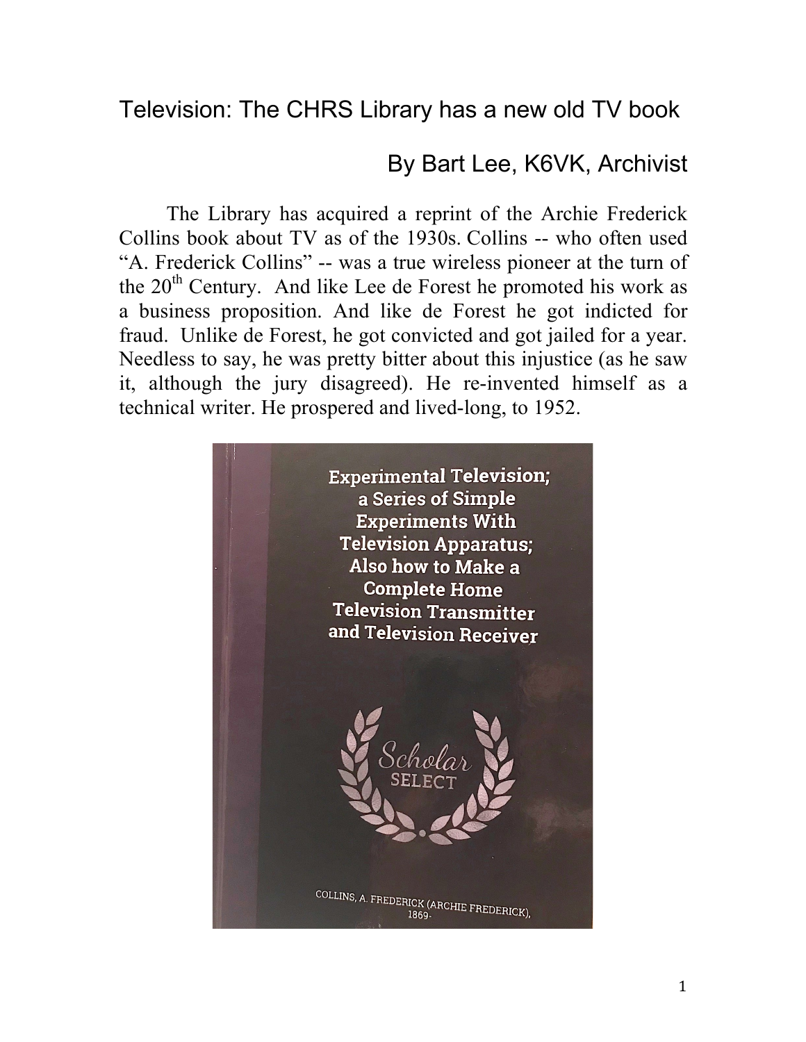# Television: The CHRS Library has a new old TV book

## By Bart Lee, K6VK, Archivist

The Library has acquired a reprint of the Archie Frederick Collins book about TV as of the 1930s. Collins -- who often used "A. Frederick Collins" -- was a true wireless pioneer at the turn of the 20th Century. And like Lee de Forest he promoted his work as a business proposition. And like de Forest he got indicted for fraud. Unlike de Forest, he got convicted and got jailed for a year. Needless to say, he was pretty bitter about this injustice (as he saw it, although the jury disagreed). He re-invented himself as a technical writer. He prospered and lived-long, to 1952.

**Experimental Television; a Series of Simple Experiments With Television Apparatus; Also how to Make a Complete Home Television Transmitter and Television Receiver**

Scholar SELECT

COLLINS, A. FREDERICK (ARCHIE FREDERICK), 1869-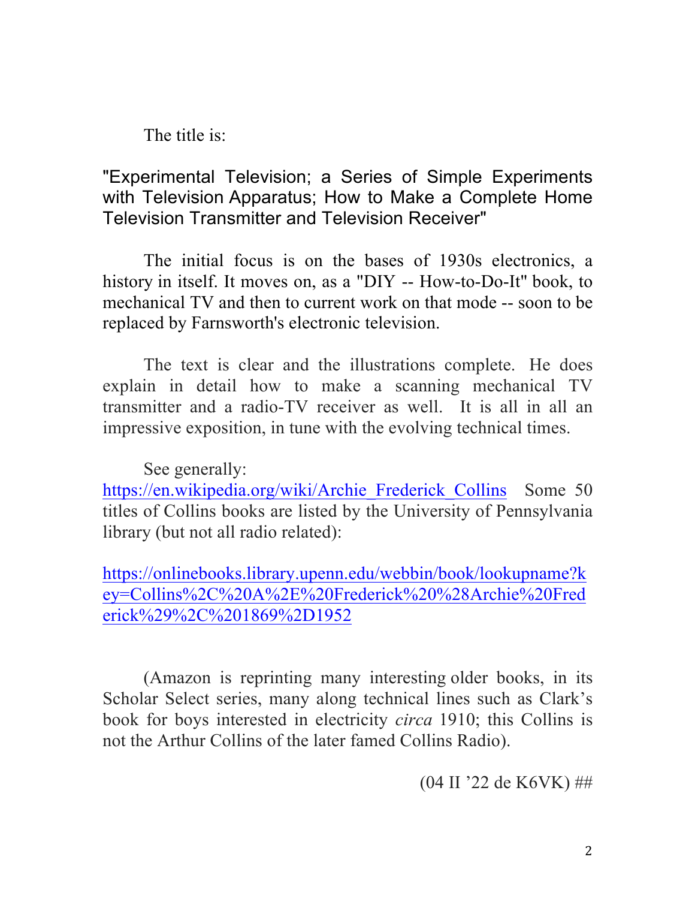The title is:

"Experimental Television; a Series of Simple Experiments with Television Apparatus; How to Make a Complete Home Television Transmitter and Television Receiver"

The initial focus is on the bases of 1930s electronics, a history in itself. It moves on, as a "DIY -- How-to-Do-It" book, to mechanical TV and then to current work on that mode -- soon to be replaced by Farnsworth's electronic television.

The text is clear and the illustrations complete. He does explain in detail how to make a scanning mechanical TV transmitter and a radio-TV receiver as well. It is all in all an impressive exposition, in tune with the evolving technical times.

See generally:
https://en.wikipedia.org/wiki/Archie_Frederick_Collins Some 50 titles of Collins books are listed by the University of Pennsylvania library (but not all radio related):

https://onlinebooks.library.upenn.edu/webbin/book/lookupname?key=Collins%2C%20A%2E%20Frederick%20%28Archie%20Frederick%29%2C%201869%2D1952

(Amazon is reprinting many interesting older books, in its Scholar Select series, many along technical lines such as Clark's book for boys interested in electricity *circa* 1910; this Collins is not the Arthur Collins of the later famed Collins Radio).

(04 II '22 de K6VK) ##